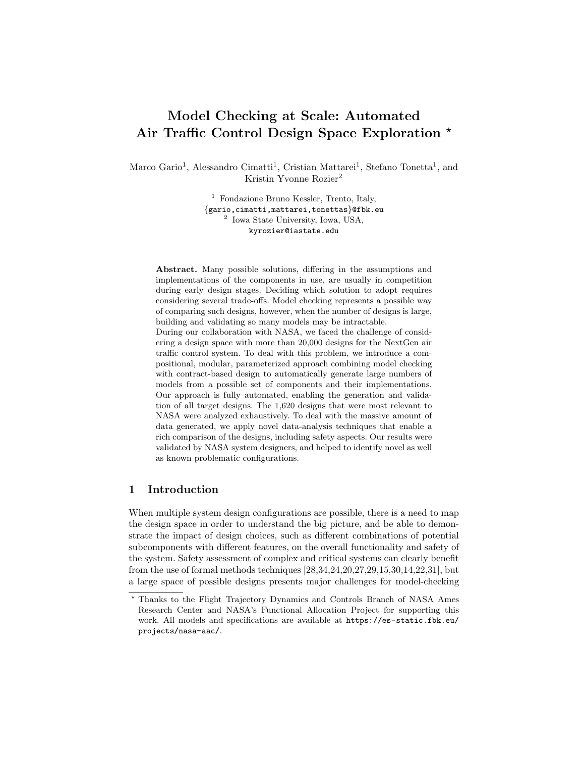# Model Checking at Scale: Automated Air Traffic Control Design Space Exploration *

Marco Gario[1], Alessandro Cimatti[1], Cristian Mattarei[1], Stefano Tonetta[1], and Kristin Yvonne Rozier[2]

[1] Fondazione Bruno Kessler, Trento, Italy,
{gario,cimatti,mattarei,tonettas}@fbk.eu
[2] Iowa State University, Iowa, USA,
kyrozier@iastate.edu

**Abstract.** Many possible solutions, differing in the assumptions and implementations of the components in use, are usually in competition during early design stages. Deciding which solution to adopt requires considering several trade-offs. Model checking represents a possible way of comparing such designs, however, when the number of designs is large, building and validating so many models may be intractable.
During our collaboration with NASA, we faced the challenge of considering a design space with more than 20,000 designs for the NextGen air traffic control system. To deal with this problem, we introduce a compositional, modular, parameterized approach combining model checking with contract-based design to automatically generate large numbers of models from a possible set of components and their implementations. Our approach is fully automated, enabling the generation and validation of all target designs. The 1,620 designs that were most relevant to NASA were analyzed exhaustively. To deal with the massive amount of data generated, we apply novel data-analysis techniques that enable a rich comparison of the designs, including safety aspects. Our results were validated by NASA system designers, and helped to identify novel as well as known problematic configurations.

## 1 Introduction

When multiple system design configurations are possible, there is a need to map the design space in order to understand the big picture, and be able to demonstrate the impact of design choices, such as different combinations of potential subcomponents with different features, on the overall functionality and safety of the system. Safety assessment of complex and critical systems can clearly benefit from the use of formal methods techniques [28,34,24,20,27,29,15,30,14,22,31], but a large space of possible designs presents major challenges for model-checking

* Thanks to the Flight Trajectory Dynamics and Controls Branch of NASA Ames Research Center and NASA's Functional Allocation Project for supporting this work. All models and specifications are available at https://es-static.fbk.eu/projects/nasa-aac/.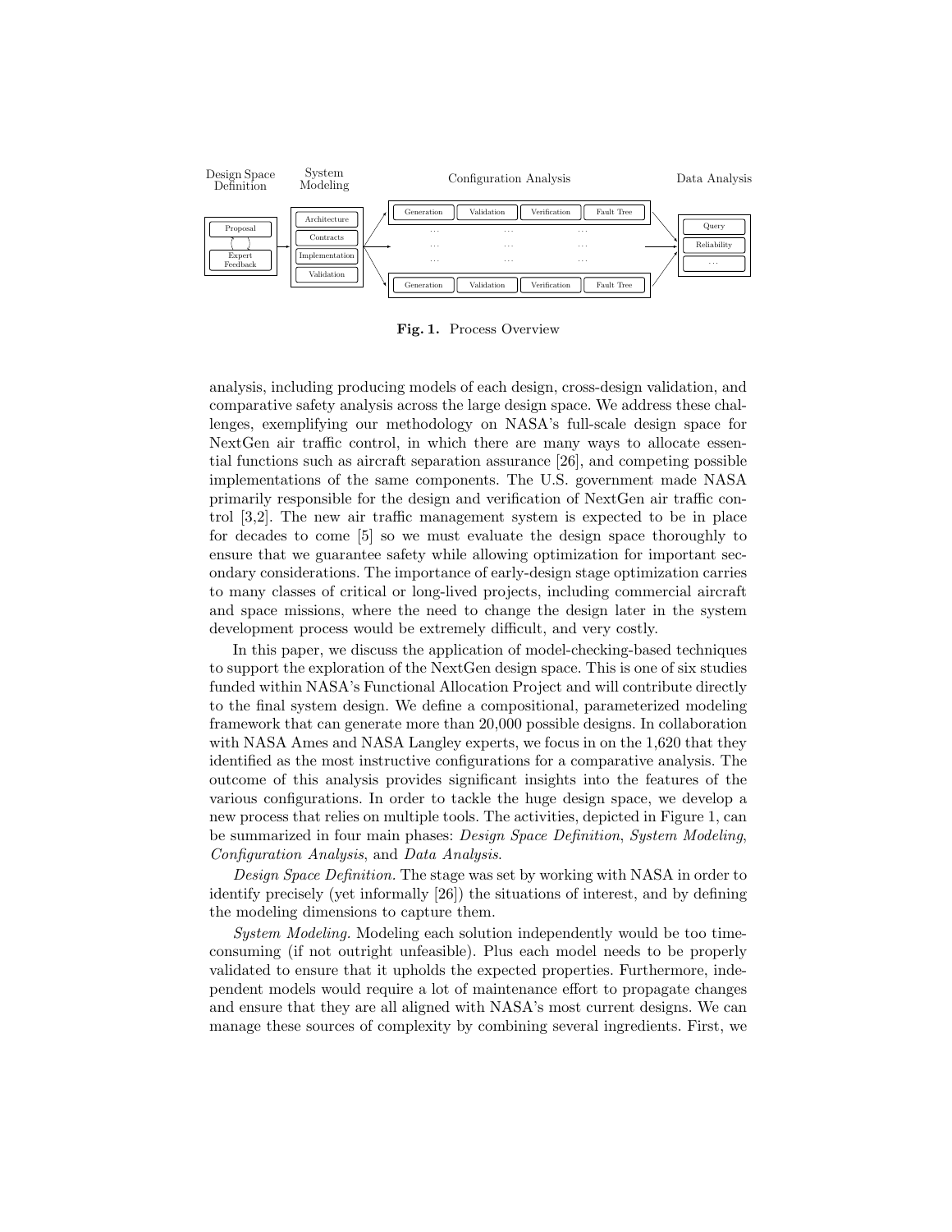Design Space Definition

System Modeling

Configuration Analysis

Data Analysis

Proposal

Expert Feedback

Architecture

Contracts

Implementation

Validation

Generation Validation Verification Fault Tree

...

Generation Validation Verification Fault Tree

Query

Reliability

...

**Fig. 1.** Process Overview

analysis, including producing models of each design, cross-design validation, and comparative safety analysis across the large design space. We address these challenges, exemplifying our methodology on NASA's full-scale design space for NextGen air traffic control, in which there are many ways to allocate essential functions such as aircraft separation assurance [26], and competing possible implementations of the same components. The U.S. government made NASA primarily responsible for the design and verification of NextGen air traffic control [3,2]. The new air traffic management system is expected to be in place for decades to come [5] so we must evaluate the design space thoroughly to ensure that we guarantee safety while allowing optimization for important secondary considerations. The importance of early-design stage optimization carries to many classes of critical or long-lived projects, including commercial aircraft and space missions, where the need to change the design later in the system development process would be extremely difficult, and very costly.

In this paper, we discuss the application of model-checking-based techniques to support the exploration of the NextGen design space. This is one of six studies funded within NASA's Functional Allocation Project and will contribute directly to the final system design. We define a compositional, parameterized modeling framework that can generate more than 20,000 possible designs. In collaboration with NASA Ames and NASA Langley experts, we focus in on the 1,620 that they identified as the most instructive configurations for a comparative analysis. The outcome of this analysis provides significant insights into the features of the various configurations. In order to tackle the huge design space, we develop a new process that relies on multiple tools. The activities, depicted in Figure 1, can be summarized in four main phases: *Design Space Definition*, *System Modeling*, *Configuration Analysis*, and *Data Analysis*.

*Design Space Definition.* The stage was set by working with NASA in order to identify precisely (yet informally [26]) the situations of interest, and by defining the modeling dimensions to capture them.

*System Modeling.* Modeling each solution independently would be too time-consuming (if not outright unfeasible). Plus each model needs to be properly validated to ensure that it upholds the expected properties. Furthermore, independent models would require a lot of maintenance effort to propagate changes and ensure that they are all aligned with NASA's most current designs. We can manage these sources of complexity by combining several ingredients. First, we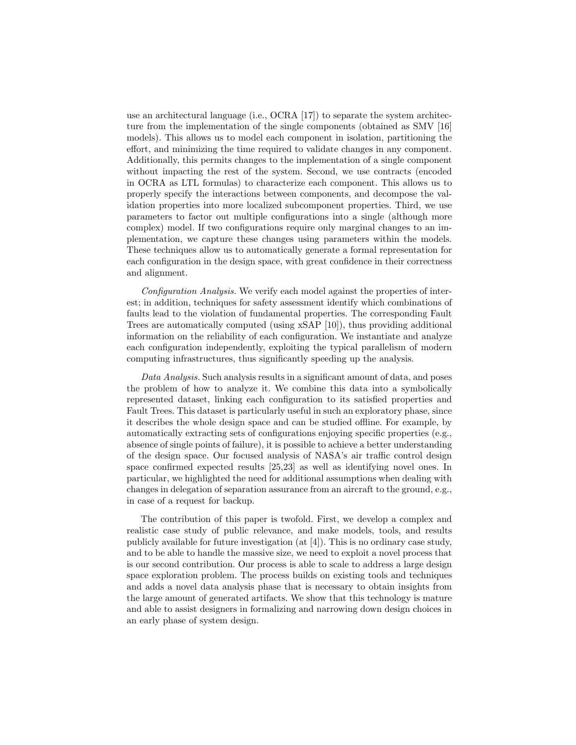use an architectural language (i.e., OCRA [17]) to separate the system architecture from the implementation of the single components (obtained as SMV [16] models). This allows us to model each component in isolation, partitioning the effort, and minimizing the time required to validate changes in any component. Additionally, this permits changes to the implementation of a single component without impacting the rest of the system. Second, we use contracts (encoded in OCRA as LTL formulas) to characterize each component. This allows us to properly specify the interactions between components, and decompose the validation properties into more localized subcomponent properties. Third, we use parameters to factor out multiple configurations into a single (although more complex) model. If two configurations require only marginal changes to an implementation, we capture these changes using parameters within the models. These techniques allow us to automatically generate a formal representation for each configuration in the design space, with great confidence in their correctness and alignment.

*Configuration Analysis.* We verify each model against the properties of interest; in addition, techniques for safety assessment identify which combinations of faults lead to the violation of fundamental properties. The corresponding Fault Trees are automatically computed (using xSAP [10]), thus providing additional information on the reliability of each configuration. We instantiate and analyze each configuration independently, exploiting the typical parallelism of modern computing infrastructures, thus significantly speeding up the analysis.

*Data Analysis.* Such analysis results in a significant amount of data, and poses the problem of how to analyze it. We combine this data into a symbolically represented dataset, linking each configuration to its satisfied properties and Fault Trees. This dataset is particularly useful in such an exploratory phase, since it describes the whole design space and can be studied offline. For example, by automatically extracting sets of configurations enjoying specific properties (e.g., absence of single points of failure), it is possible to achieve a better understanding of the design space. Our focused analysis of NASA's air traffic control design space confirmed expected results [25,23] as well as identifying novel ones. In particular, we highlighted the need for additional assumptions when dealing with changes in delegation of separation assurance from an aircraft to the ground, e.g., in case of a request for backup.

The contribution of this paper is twofold. First, we develop a complex and realistic case study of public relevance, and make models, tools, and results publicly available for future investigation (at [4]). This is no ordinary case study, and to be able to handle the massive size, we need to exploit a novel process that is our second contribution. Our process is able to scale to address a large design space exploration problem. The process builds on existing tools and techniques and adds a novel data analysis phase that is necessary to obtain insights from the large amount of generated artifacts. We show that this technology is mature and able to assist designers in formalizing and narrowing down design choices in an early phase of system design.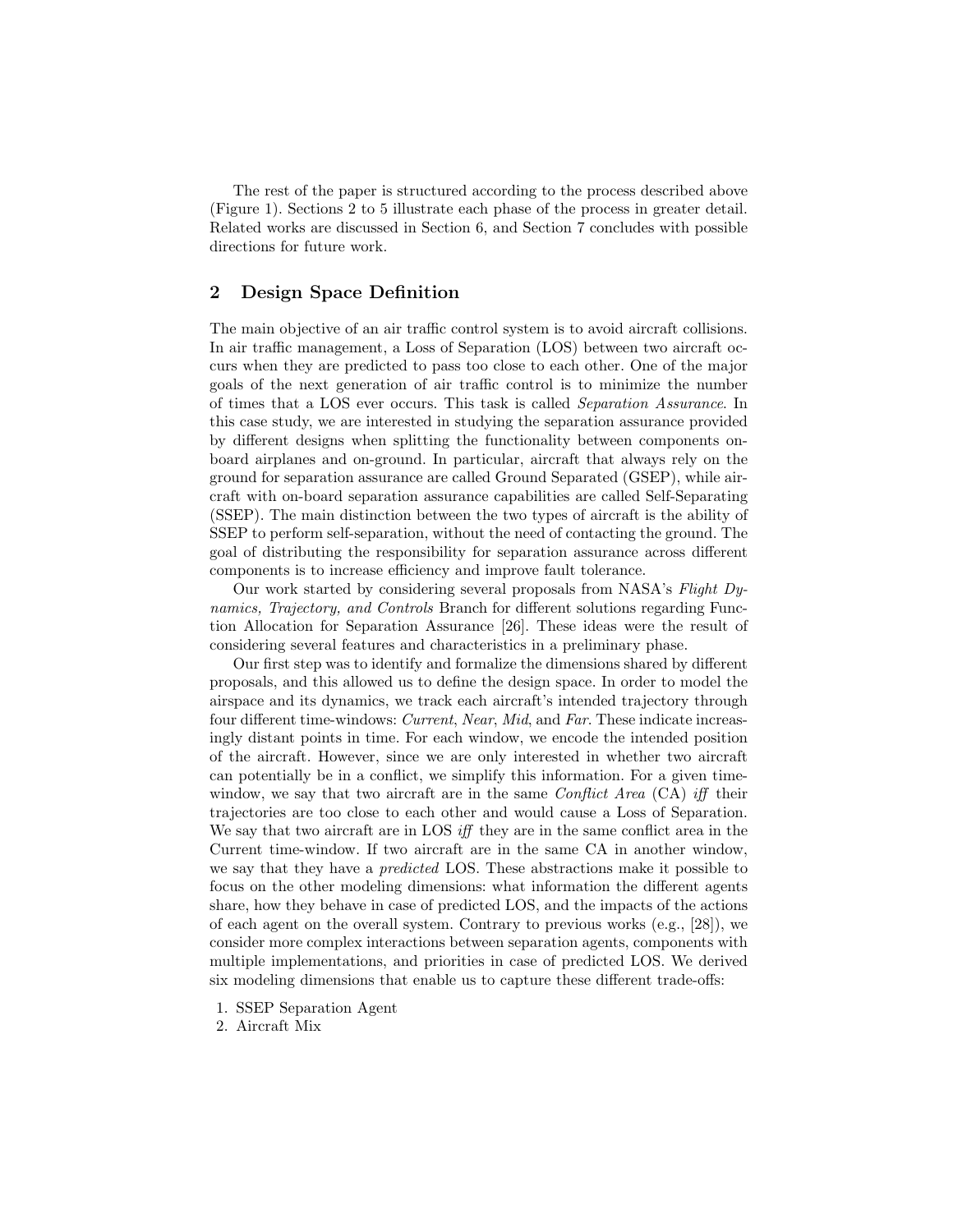The rest of the paper is structured according to the process described above (Figure 1). Sections 2 to 5 illustrate each phase of the process in greater detail. Related works are discussed in Section 6, and Section 7 concludes with possible directions for future work.

## 2 Design Space Definition

The main objective of an air traffic control system is to avoid aircraft collisions. In air traffic management, a Loss of Separation (LOS) between two aircraft occurs when they are predicted to pass too close to each other. One of the major goals of the next generation of air traffic control is to minimize the number of times that a LOS ever occurs. This task is called *Separation Assurance*. In this case study, we are interested in studying the separation assurance provided by different designs when splitting the functionality between components on-board airplanes and on-ground. In particular, aircraft that always rely on the ground for separation assurance are called Ground Separated (GSEP), while aircraft with on-board separation assurance capabilities are called Self-Separating (SSEP). The main distinction between the two types of aircraft is the ability of SSEP to perform self-separation, without the need of contacting the ground. The goal of distributing the responsibility for separation assurance across different components is to increase efficiency and improve fault tolerance.

Our work started by considering several proposals from NASA's *Flight Dynamics, Trajectory, and Controls* Branch for different solutions regarding Function Allocation for Separation Assurance [26]. These ideas were the result of considering several features and characteristics in a preliminary phase.

Our first step was to identify and formalize the dimensions shared by different proposals, and this allowed us to define the design space. In order to model the airspace and its dynamics, we track each aircraft's intended trajectory through four different time-windows: *Current*, *Near*, *Mid*, and *Far*. These indicate increasingly distant points in time. For each window, we encode the intended position of the aircraft. However, since we are only interested in whether two aircraft can potentially be in a conflict, we simplify this information. For a given time-window, we say that two aircraft are in the same *Conflict Area* (CA) *iff* their trajectories are too close to each other and would cause a Loss of Separation. We say that two aircraft are in LOS *iff* they are in the same conflict area in the Current time-window. If two aircraft are in the same CA in another window, we say that they have a *predicted* LOS. These abstractions make it possible to focus on the other modeling dimensions: what information the different agents share, how they behave in case of predicted LOS, and the impacts of the actions of each agent on the overall system. Contrary to previous works (e.g., [28]), we consider more complex interactions between separation agents, components with multiple implementations, and priorities in case of predicted LOS. We derived six modeling dimensions that enable us to capture these different trade-offs:

1. SSEP Separation Agent
2. Aircraft Mix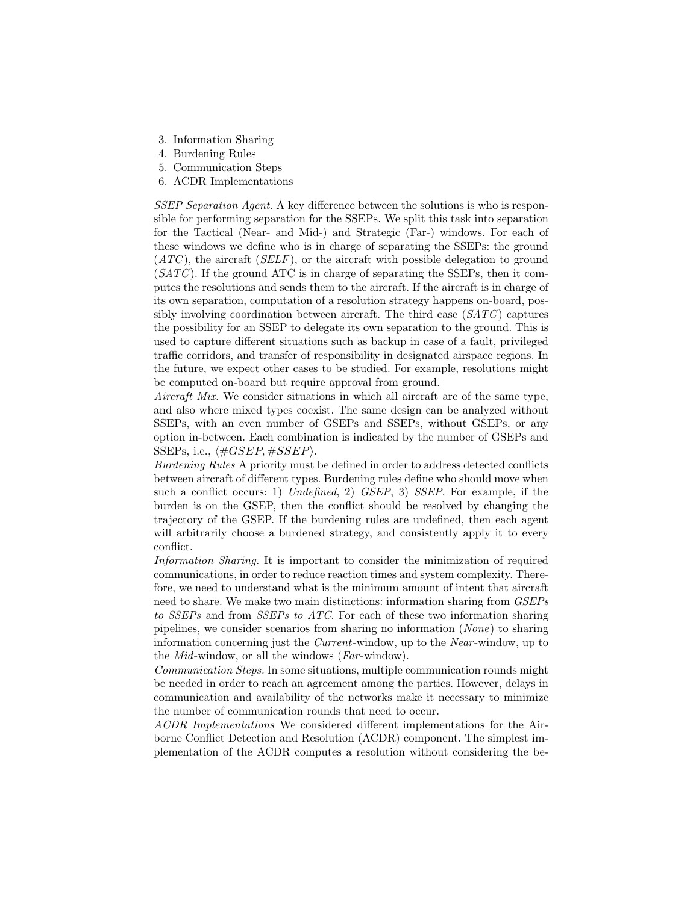3. Information Sharing
4. Burdening Rules
5. Communication Steps
6. ACDR Implementations

*SSEP Separation Agent.* A key difference between the solutions is who is responsible for performing separation for the SSEPs. We split this task into separation for the Tactical (Near- and Mid-) and Strategic (Far-) windows. For each of these windows we define who is in charge of separating the SSEPs: the ground ($ATC$), the aircraft ($SELF$), or the aircraft with possible delegation to ground ($SATC$). If the ground ATC is in charge of separating the SSEPs, then it computes the resolutions and sends them to the aircraft. If the aircraft is in charge of its own separation, computation of a resolution strategy happens on-board, possibly involving coordination between aircraft. The third case ($SATC$) captures the possibility for an SSEP to delegate its own separation to the ground. This is used to capture different situations such as backup in case of a fault, privileged traffic corridors, and transfer of responsibility in designated airspace regions. In the future, we expect other cases to be studied. For example, resolutions might be computed on-board but require approval from ground.

*Aircraft Mix.* We consider situations in which all aircraft are of the same type, and also where mixed types coexist. The same design can be analyzed without SSEPs, with an even number of GSEPs and SSEPs, without GSEPs, or any option in-between. Each combination is indicated by the number of GSEPs and SSEPs, i.e., $\langle \#GSEP, \#SSEP \rangle$.

*Burdening Rules* A priority must be defined in order to address detected conflicts between aircraft of different types. Burdening rules define who should move when such a conflict occurs: 1) *Undefined*, 2) *GSEP*, 3) *SSEP*. For example, if the burden is on the GSEP, then the conflict should be resolved by changing the trajectory of the GSEP. If the burdening rules are undefined, then each agent will arbitrarily choose a burdened strategy, and consistently apply it to every conflict.

*Information Sharing.* It is important to consider the minimization of required communications, in order to reduce reaction times and system complexity. Therefore, we need to understand what is the minimum amount of intent that aircraft need to share. We make two main distinctions: information sharing from *GSEPs to SSEPs* and from *SSEPs to ATC*. For each of these two information sharing pipelines, we consider scenarios from sharing no information (*None*) to sharing information concerning just the *Current*-window, up to the *Near*-window, up to the *Mid*-window, or all the windows (*Far*-window).

*Communication Steps.* In some situations, multiple communication rounds might be needed in order to reach an agreement among the parties. However, delays in communication and availability of the networks make it necessary to minimize the number of communication rounds that need to occur.

*ACDR Implementations* We considered different implementations for the Airborne Conflict Detection and Resolution (ACDR) component. The simplest implementation of the ACDR computes a resolution without considering the be-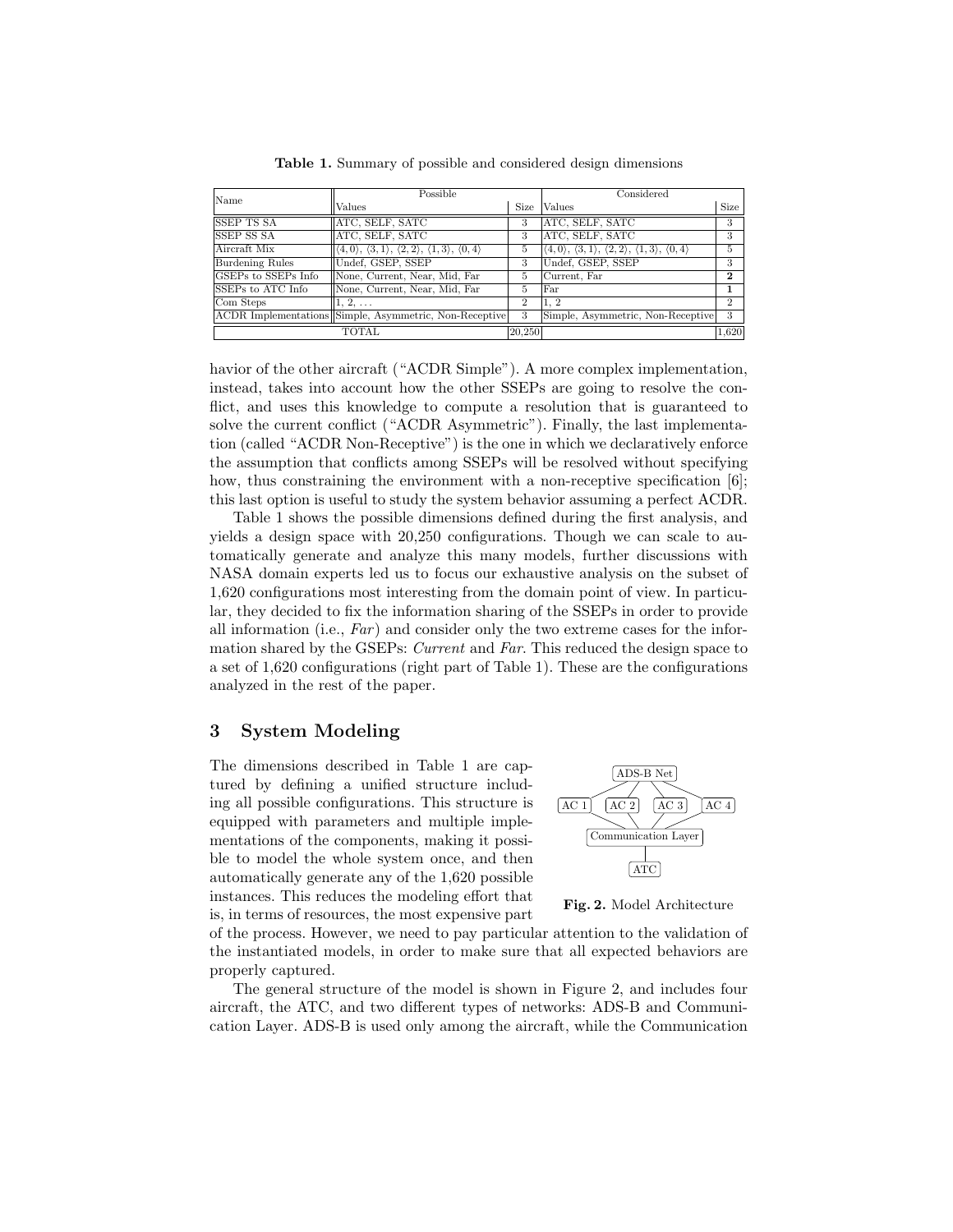**Table 1.** Summary of possible and considered design dimensions

| Name | Possible | | Considered | |
|---|---|---|---|---|
| | Values | Size | Values | Size |
| SSEP TS SA | ATC, SELF, SATC | 3 | ATC, SELF, SATC | 3 |
| SSEP SS SA | ATC, SELF, SATC | 3 | ATC, SELF, SATC | 3 |
| Aircraft Mix | $\langle 4,0\rangle$, $\langle 3,1\rangle$, $\langle 2,2\rangle$, $\langle 1,3\rangle$, $\langle 0,4\rangle$ | 5 | $\langle 4,0\rangle$, $\langle 3,1\rangle$, $\langle 2,2\rangle$, $\langle 1,3\rangle$, $\langle 0,4\rangle$ | 5 |
| Burdening Rules | Undef, GSEP, SSEP | 3 | Undef, GSEP, SSEP | 3 |
| GSEPs to SSEPs Info | None, Current, Near, Mid, Far | 5 | Current, Far | **2** |
| SSEPs to ATC Info | None, Current, Near, Mid, Far | 5 | Far | **1** |
| Com Steps | 1, 2, ... | 2 | 1, 2 | 2 |
| ACDR Implementations | Simple, Asymmetric, Non-Receptive | 3 | Simple, Asymmetric, Non-Receptive | 3 |
| TOTAL | | 20,250 | | 1,620 |

havior of the other aircraft ("ACDR Simple"). A more complex implementation, instead, takes into account how the other SSEPs are going to resolve the conflict, and uses this knowledge to compute a resolution that is guaranteed to solve the current conflict ("ACDR Asymmetric"). Finally, the last implementation (called "ACDR Non-Receptive") is the one in which we declaratively enforce the assumption that conflicts among SSEPs will be resolved without specifying how, thus constraining the environment with a non-receptive specification [6]; this last option is useful to study the system behavior assuming a perfect ACDR.

Table 1 shows the possible dimensions defined during the first analysis, and yields a design space with 20,250 configurations. Though we can scale to automatically generate and analyze this many models, further discussions with NASA domain experts led us to focus our exhaustive analysis on the subset of 1,620 configurations most interesting from the domain point of view. In particular, they decided to fix the information sharing of the SSEPs in order to provide all information (i.e., *Far*) and consider only the two extreme cases for the information shared by the GSEPs: *Current* and *Far*. This reduced the design space to a set of 1,620 configurations (right part of Table 1). These are the configurations analyzed in the rest of the paper.

## 3 System Modeling

The dimensions described in Table 1 are captured by defining a unified structure including all possible configurations. This structure is equipped with parameters and multiple implementations of the components, making it possible to model the whole system once, and then automatically generate any of the 1,620 possible instances. This reduces the modeling effort that is, in terms of resources, the most expensive part of the process. However, we need to pay particular attention to the validation of the instantiated models, in order to make sure that all expected behaviors are properly captured.

ADS-B Net

AC 1 AC 2 AC 3 AC 4

Communication Layer

ATC

**Fig. 2.** Model Architecture

The general structure of the model is shown in Figure 2, and includes four aircraft, the ATC, and two different types of networks: ADS-B and Communication Layer. ADS-B is used only among the aircraft, while the Communication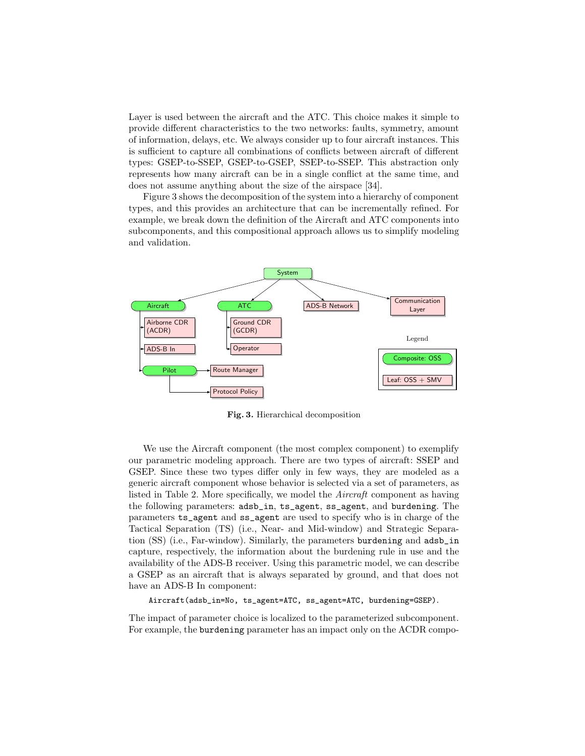Layer is used between the aircraft and the ATC. This choice makes it simple to provide different characteristics to the two networks: faults, symmetry, amount of information, delays, etc. We always consider up to four aircraft instances. This is sufficient to capture all combinations of conflicts between aircraft of different types: GSEP-to-SSEP, GSEP-to-GSEP, SSEP-to-SSEP. This abstraction only represents how many aircraft can be in a single conflict at the same time, and does not assume anything about the size of the airspace [34].

Figure 3 shows the decomposition of the system into a hierarchy of component types, and this provides an architecture that can be incrementally refined. For example, we break down the definition of the Aircraft and ATC components into subcomponents, and this compositional approach allows us to simplify modeling and validation.

**Fig. 3.** Hierarchical decomposition

We use the Aircraft component (the most complex component) to exemplify our parametric modeling approach. There are two types of aircraft: SSEP and GSEP. Since these two types differ only in few ways, they are modeled as a generic aircraft component whose behavior is selected via a set of parameters, as listed in Table 2. More specifically, we model the *Aircraft* component as having the following parameters: `adsb_in`, `ts_agent`, `ss_agent`, and `burdening`. The parameters `ts_agent` and `ss_agent` are used to specify who is in charge of the Tactical Separation (TS) (i.e., Near- and Mid-window) and Strategic Separation (SS) (i.e., Far-window). Similarly, the parameters `burdening` and `adsb_in` capture, respectively, the information about the burdening rule in use and the availability of the ADS-B receiver. Using this parametric model, we can describe a GSEP as an aircraft that is always separated by ground, and that does not have an ADS-B In component:

```
Aircraft(adsb_in=No, ts_agent=ATC, ss_agent=ATC, burdening=GSEP).
```

The impact of parameter choice is localized to the parameterized subcomponent. For example, the `burdening` parameter has an impact only on the ACDR compo-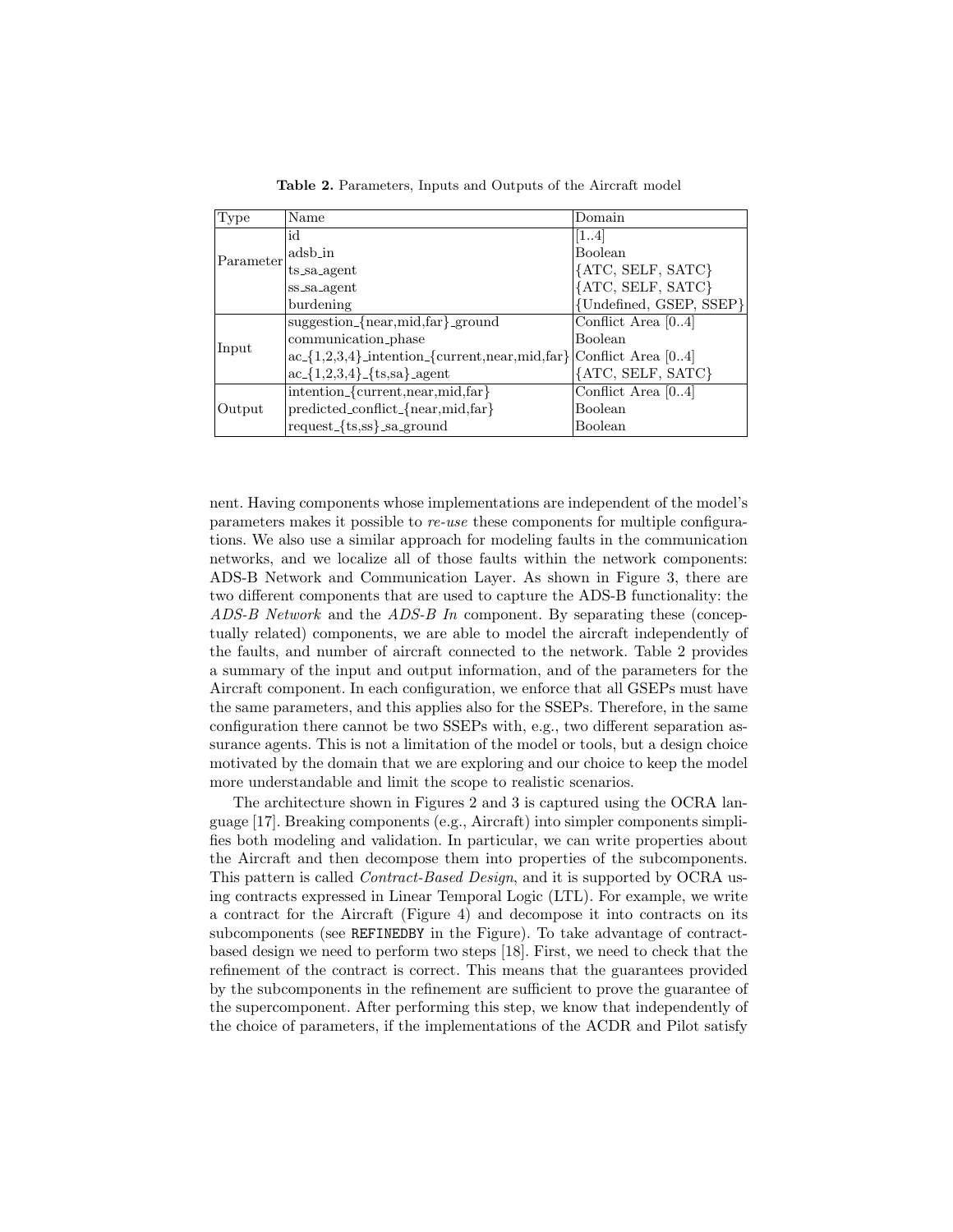**Table 2.** Parameters, Inputs and Outputs of the Aircraft model

| Type | Name | Domain |
|---|---|---|
| Parameter | id | [1..4] |
| | adsb_in | Boolean |
| | ts_sa_agent | {ATC, SELF, SATC} |
| | ss_sa_agent | {ATC, SELF, SATC} |
| | burdening | {Undefined, GSEP, SSEP} |
| Input | suggestion_{near,mid,far}_ground | Conflict Area [0..4] |
| | communication_phase | Boolean |
| | ac_{1,2,3,4}_intention_{current,near,mid,far} | Conflict Area [0..4] |
| | ac_{1,2,3,4}_{ts,sa}_agent | {ATC, SELF, SATC} |
| Output | intention_{current,near,mid,far} | Conflict Area [0..4] |
| | predicted_conflict_{near,mid,far} | Boolean |
| | request_{ts,ss}_sa_ground | Boolean |

nent. Having components whose implementations are independent of the model's parameters makes it possible to *re-use* these components for multiple configurations. We also use a similar approach for modeling faults in the communication networks, and we localize all of those faults within the network components: ADS-B Network and Communication Layer. As shown in Figure 3, there are two different components that are used to capture the ADS-B functionality: the *ADS-B Network* and the *ADS-B In* component. By separating these (conceptually related) components, we are able to model the aircraft independently of the faults, and number of aircraft connected to the network. Table 2 provides a summary of the input and output information, and of the parameters for the Aircraft component. In each configuration, we enforce that all GSEPs must have the same parameters, and this applies also for the SSEPs. Therefore, in the same configuration there cannot be two SSEPs with, e.g., two different separation assurance agents. This is not a limitation of the model or tools, but a design choice motivated by the domain that we are exploring and our choice to keep the model more understandable and limit the scope to realistic scenarios.

The architecture shown in Figures 2 and 3 is captured using the OCRA language [17]. Breaking components (e.g., Aircraft) into simpler components simplifies both modeling and validation. In particular, we can write properties about the Aircraft and then decompose them into properties of the subcomponents. This pattern is called *Contract-Based Design*, and it is supported by OCRA using contracts expressed in Linear Temporal Logic (LTL). For example, we write a contract for the Aircraft (Figure 4) and decompose it into contracts on its subcomponents (see `REFINEDBY` in the Figure). To take advantage of contract-based design we need to perform two steps [18]. First, we need to check that the refinement of the contract is correct. This means that the guarantees provided by the subcomponents in the refinement are sufficient to prove the guarantee of the supercomponent. After performing this step, we know that independently of the choice of parameters, if the implementations of the ACDR and Pilot satisfy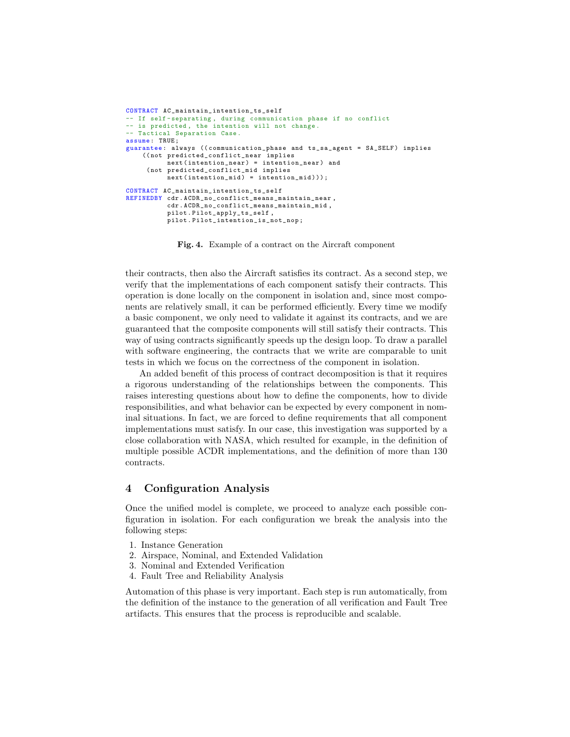```
CONTRACT AC_maintain_intention_ts_self
-- If self-separating, during communication phase if no conflict
-- is predicted, the intention will not change.
-- Tactical Separation Case.
assume: TRUE;
guarantee: always ((communication_phase and ts_sa_agent = SA_SELF) implies
    ((not predicted_conflict_near implies
          next(intention_near) = intention_near) and
     (not predicted_conflict_mid implies
          next(intention_mid) = intention_mid)));

CONTRACT AC_maintain_intention_ts_self
REFINEDBY cdr.ACDR_no_conflict_means_maintain_near,
          cdr.ACDR_no_conflict_means_maintain_mid,
          pilot.Pilot_apply_ts_self,
          pilot.Pilot_intention_is_not_nop;
```

**Fig. 4.** Example of a contract on the Aircraft component

their contracts, then also the Aircraft satisfies its contract. As a second step, we verify that the implementations of each component satisfy their contracts. This operation is done locally on the component in isolation and, since most components are relatively small, it can be performed efficiently. Every time we modify a basic component, we only need to validate it against its contracts, and we are guaranteed that the composite components will still satisfy their contracts. This way of using contracts significantly speeds up the design loop. To draw a parallel with software engineering, the contracts that we write are comparable to unit tests in which we focus on the correctness of the component in isolation.

An added benefit of this process of contract decomposition is that it requires a rigorous understanding of the relationships between the components. This raises interesting questions about how to define the components, how to divide responsibilities, and what behavior can be expected by every component in nominal situations. In fact, we are forced to define requirements that all component implementations must satisfy. In our case, this investigation was supported by a close collaboration with NASA, which resulted for example, in the definition of multiple possible ACDR implementations, and the definition of more than 130 contracts.

## 4 Configuration Analysis

Once the unified model is complete, we proceed to analyze each possible configuration in isolation. For each configuration we break the analysis into the following steps:

1. Instance Generation
2. Airspace, Nominal, and Extended Validation
3. Nominal and Extended Verification
4. Fault Tree and Reliability Analysis

Automation of this phase is very important. Each step is run automatically, from the definition of the instance to the generation of all verification and Fault Tree artifacts. This ensures that the process is reproducible and scalable.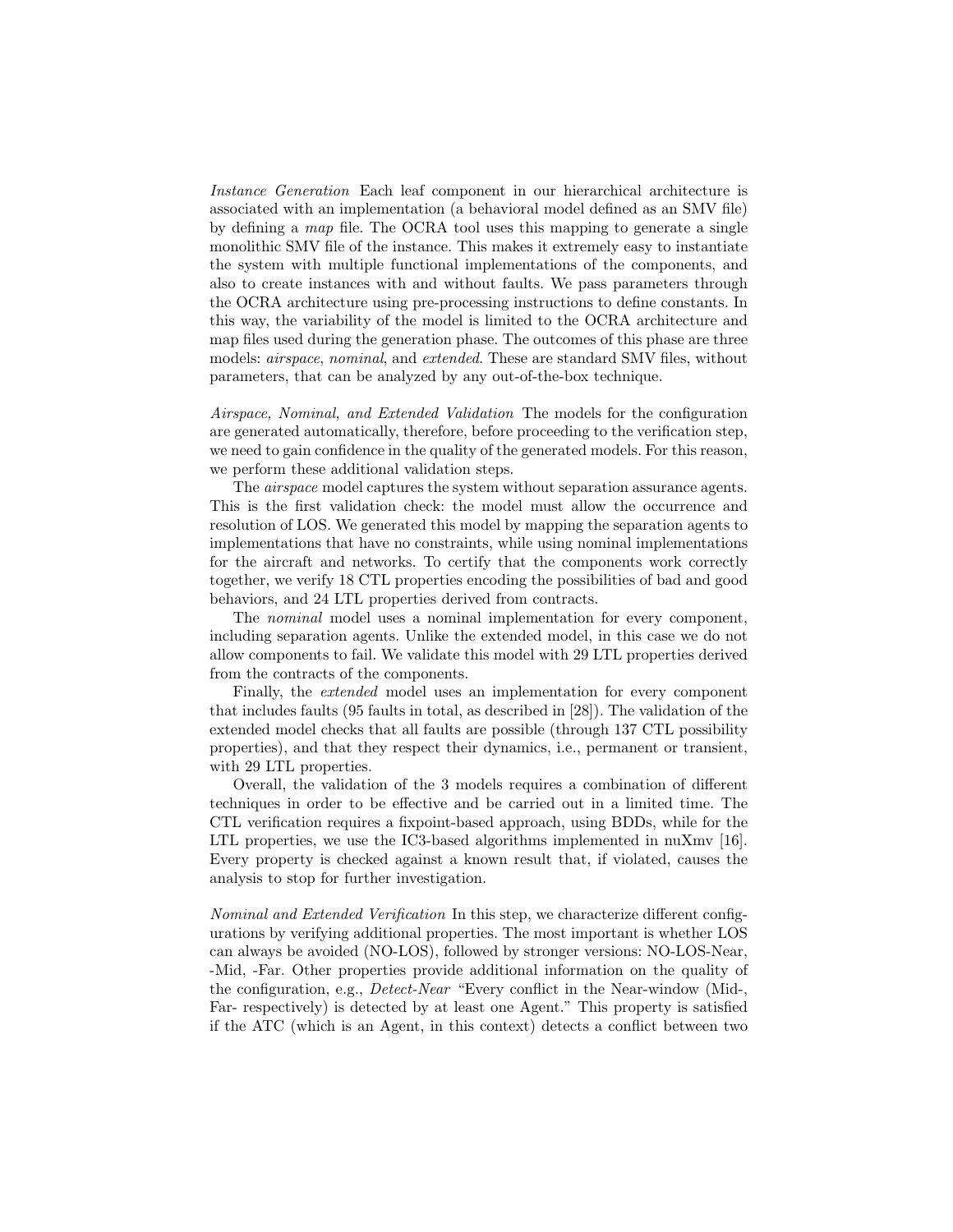*Instance Generation* Each leaf component in our hierarchical architecture is associated with an implementation (a behavioral model defined as an SMV file) by defining a *map* file. The OCRA tool uses this mapping to generate a single monolithic SMV file of the instance. This makes it extremely easy to instantiate the system with multiple functional implementations of the components, and also to create instances with and without faults. We pass parameters through the OCRA architecture using pre-processing instructions to define constants. In this way, the variability of the model is limited to the OCRA architecture and map files used during the generation phase. The outcomes of this phase are three models: *airspace*, *nominal*, and *extended*. These are standard SMV files, without parameters, that can be analyzed by any out-of-the-box technique.

*Airspace, Nominal, and Extended Validation* The models for the configuration are generated automatically, therefore, before proceeding to the verification step, we need to gain confidence in the quality of the generated models. For this reason, we perform these additional validation steps.

The *airspace* model captures the system without separation assurance agents. This is the first validation check: the model must allow the occurrence and resolution of LOS. We generated this model by mapping the separation agents to implementations that have no constraints, while using nominal implementations for the aircraft and networks. To certify that the components work correctly together, we verify 18 CTL properties encoding the possibilities of bad and good behaviors, and 24 LTL properties derived from contracts.

The *nominal* model uses a nominal implementation for every component, including separation agents. Unlike the extended model, in this case we do not allow components to fail. We validate this model with 29 LTL properties derived from the contracts of the components.

Finally, the *extended* model uses an implementation for every component that includes faults (95 faults in total, as described in [28]). The validation of the extended model checks that all faults are possible (through 137 CTL possibility properties), and that they respect their dynamics, i.e., permanent or transient, with 29 LTL properties.

Overall, the validation of the 3 models requires a combination of different techniques in order to be effective and be carried out in a limited time. The CTL verification requires a fixpoint-based approach, using BDDs, while for the LTL properties, we use the IC3-based algorithms implemented in nuXmv [16]. Every property is checked against a known result that, if violated, causes the analysis to stop for further investigation.

*Nominal and Extended Verification* In this step, we characterize different configurations by verifying additional properties. The most important is whether LOS can always be avoided (NO-LOS), followed by stronger versions: NO-LOS-Near, -Mid, -Far. Other properties provide additional information on the quality of the configuration, e.g., *Detect-Near* "Every conflict in the Near-window (Mid-, Far- respectively) is detected by at least one Agent." This property is satisfied if the ATC (which is an Agent, in this context) detects a conflict between two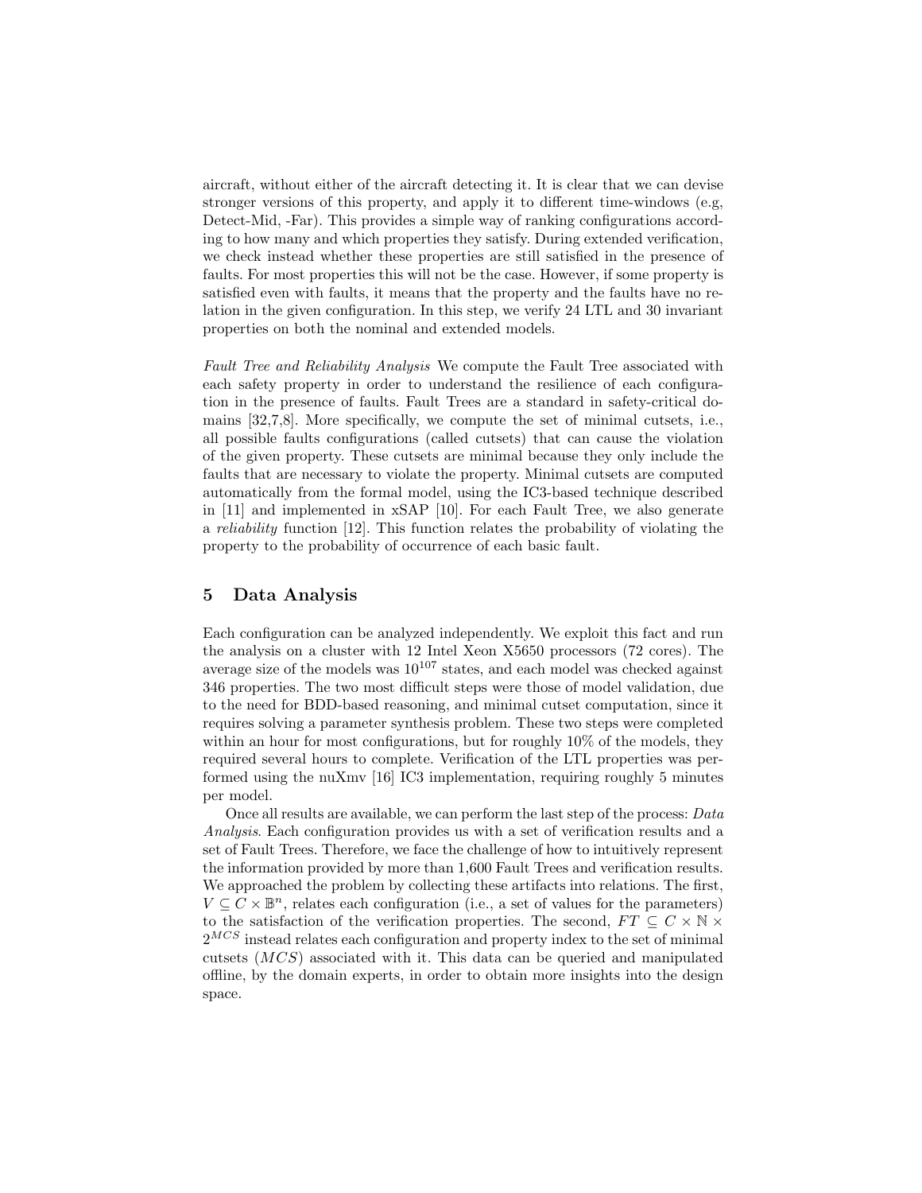aircraft, without either of the aircraft detecting it. It is clear that we can devise stronger versions of this property, and apply it to different time-windows (e.g, Detect-Mid, -Far). This provides a simple way of ranking configurations according to how many and which properties they satisfy. During extended verification, we check instead whether these properties are still satisfied in the presence of faults. For most properties this will not be the case. However, if some property is satisfied even with faults, it means that the property and the faults have no relation in the given configuration. In this step, we verify 24 LTL and 30 invariant properties on both the nominal and extended models.

*Fault Tree and Reliability Analysis* We compute the Fault Tree associated with each safety property in order to understand the resilience of each configuration in the presence of faults. Fault Trees are a standard in safety-critical domains [32,7,8]. More specifically, we compute the set of minimal cutsets, i.e., all possible faults configurations (called cutsets) that can cause the violation of the given property. These cutsets are minimal because they only include the faults that are necessary to violate the property. Minimal cutsets are computed automatically from the formal model, using the IC3-based technique described in [11] and implemented in xSAP [10]. For each Fault Tree, we also generate a *reliability* function [12]. This function relates the probability of violating the property to the probability of occurrence of each basic fault.

## 5 Data Analysis

Each configuration can be analyzed independently. We exploit this fact and run the analysis on a cluster with 12 Intel Xeon X5650 processors (72 cores). The average size of the models was $10^{107}$ states, and each model was checked against 346 properties. The two most difficult steps were those of model validation, due to the need for BDD-based reasoning, and minimal cutset computation, since it requires solving a parameter synthesis problem. These two steps were completed within an hour for most configurations, but for roughly 10% of the models, they required several hours to complete. Verification of the LTL properties was performed using the nuXmv [16] IC3 implementation, requiring roughly 5 minutes per model.

Once all results are available, we can perform the last step of the process: *Data Analysis*. Each configuration provides us with a set of verification results and a set of Fault Trees. Therefore, we face the challenge of how to intuitively represent the information provided by more than 1,600 Fault Trees and verification results. We approached the problem by collecting these artifacts into relations. The first, $V \subseteq C \times \mathbb{B}^n$, relates each configuration (i.e., a set of values for the parameters) to the satisfaction of the verification properties. The second, $FT \subseteq C \times \mathbb{N} \times 2^{MCS}$ instead relates each configuration and property index to the set of minimal cutsets ($MCS$) associated with it. This data can be queried and manipulated offline, by the domain experts, in order to obtain more insights into the design space.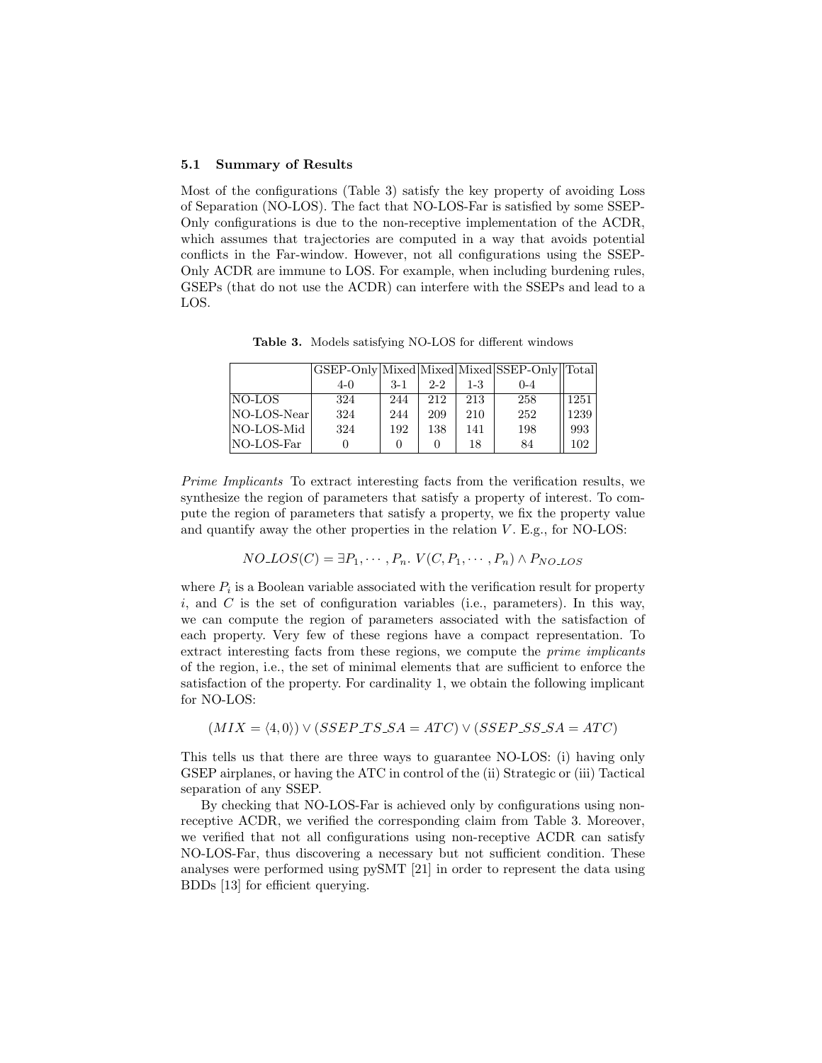### 5.1 Summary of Results

Most of the configurations (Table 3) satisfy the key property of avoiding Loss of Separation (NO-LOS). The fact that NO-LOS-Far is satisfied by some SSEP-Only configurations is due to the non-receptive implementation of the ACDR, which assumes that trajectories are computed in a way that avoids potential conflicts in the Far-window. However, not all configurations using the SSEP-Only ACDR are immune to LOS. For example, when including burdening rules, GSEPs (that do not use the ACDR) can interfere with the SSEPs and lead to a LOS.

**Table 3.** Models satisfying NO-LOS for different windows

| | GSEP-Only | Mixed | Mixed | Mixed | SSEP-Only | Total |
|---|---|---|---|---|---|---|
| | 4-0 | 3-1 | 2-2 | 1-3 | 0-4 | |
| NO-LOS | 324 | 244 | 212 | 213 | 258 | 1251 |
| NO-LOS-Near | 324 | 244 | 209 | 210 | 252 | 1239 |
| NO-LOS-Mid | 324 | 192 | 138 | 141 | 198 | 993 |
| NO-LOS-Far | 0 | 0 | 0 | 18 | 84 | 102 |

*Prime Implicants* To extract interesting facts from the verification results, we synthesize the region of parameters that satisfy a property of interest. To compute the region of parameters that satisfy a property, we fix the property value and quantify away the other properties in the relation $V$. E.g., for NO-LOS:

$$NO\_LOS(C) = \exists P_1, \cdots, P_n.\ V(C, P_1, \cdots, P_n) \wedge P_{NO\_LOS}$$

where $P_i$ is a Boolean variable associated with the verification result for property $i$, and $C$ is the set of configuration variables (i.e., parameters). In this way, we can compute the region of parameters associated with the satisfaction of each property. Very few of these regions have a compact representation. To extract interesting facts from these regions, we compute the *prime implicants* of the region, i.e., the set of minimal elements that are sufficient to enforce the satisfaction of the property. For cardinality 1, we obtain the following implicant for NO-LOS:

$$(MIX = \langle 4, 0 \rangle) \vee (SSEP\_TS\_SA = ATC) \vee (SSEP\_SS\_SA = ATC)$$

This tells us that there are three ways to guarantee NO-LOS: (i) having only GSEP airplanes, or having the ATC in control of the (ii) Strategic or (iii) Tactical separation of any SSEP.

By checking that NO-LOS-Far is achieved only by configurations using non-receptive ACDR, we verified the corresponding claim from Table 3. Moreover, we verified that not all configurations using non-receptive ACDR can satisfy NO-LOS-Far, thus discovering a necessary but not sufficient condition. These analyses were performed using pySMT [21] in order to represent the data using BDDs [13] for efficient querying.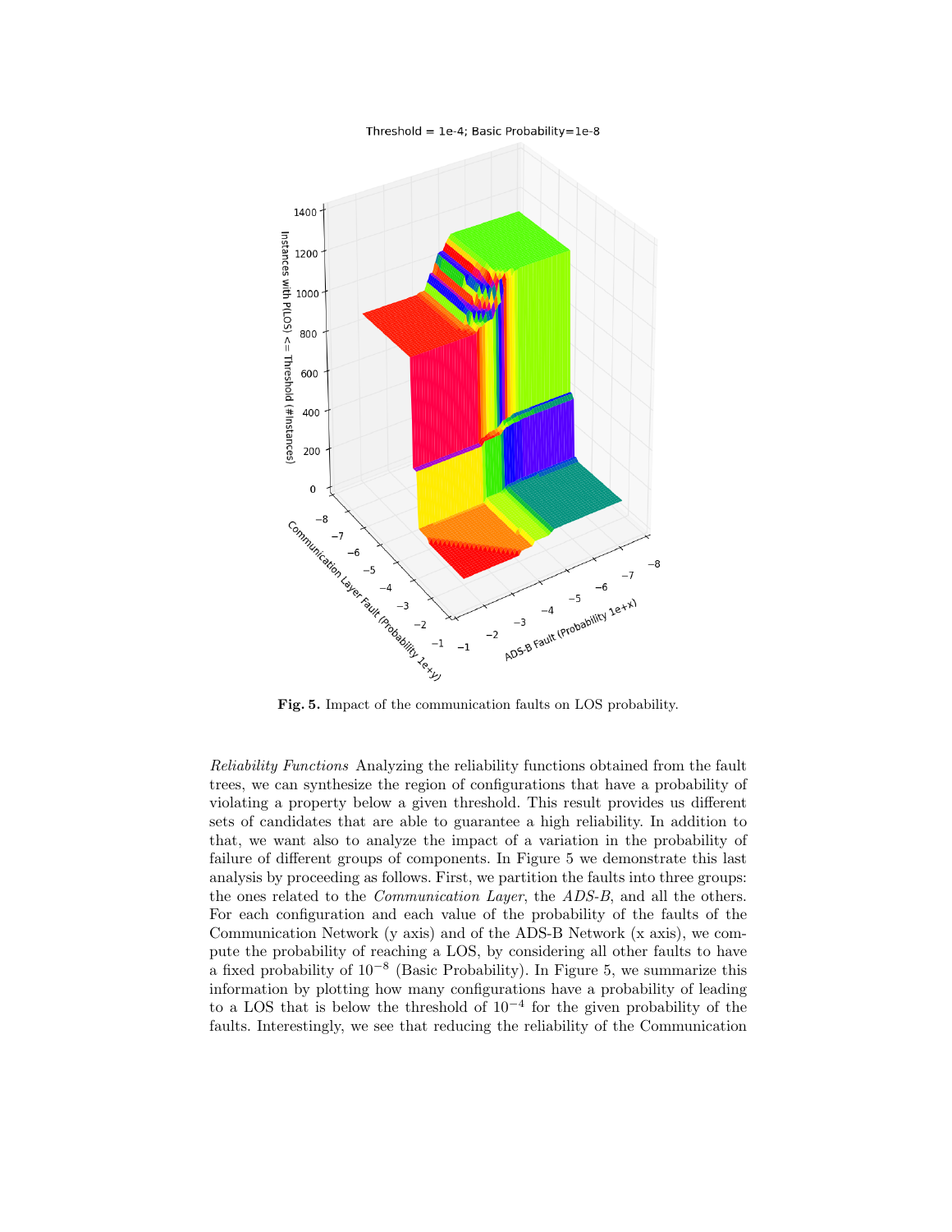**Fig. 5.** Impact of the communication faults on LOS probability.

*Reliability Functions* Analyzing the reliability functions obtained from the fault trees, we can synthesize the region of configurations that have a probability of violating a property below a given threshold. This result provides us different sets of candidates that are able to guarantee a high reliability. In addition to that, we want also to analyze the impact of a variation in the probability of failure of different groups of components. In Figure 5 we demonstrate this last analysis by proceeding as follows. First, we partition the faults into three groups: the ones related to the *Communication Layer*, the *ADS-B*, and all the others. For each configuration and each value of the probability of the faults of the Communication Network (y axis) and of the ADS-B Network (x axis), we compute the probability of reaching a LOS, by considering all other faults to have a fixed probability of $10^{-8}$ (Basic Probability). In Figure 5, we summarize this information by plotting how many configurations have a probability of leading to a LOS that is below the threshold of $10^{-4}$ for the given probability of the faults. Interestingly, we see that reducing the reliability of the Communication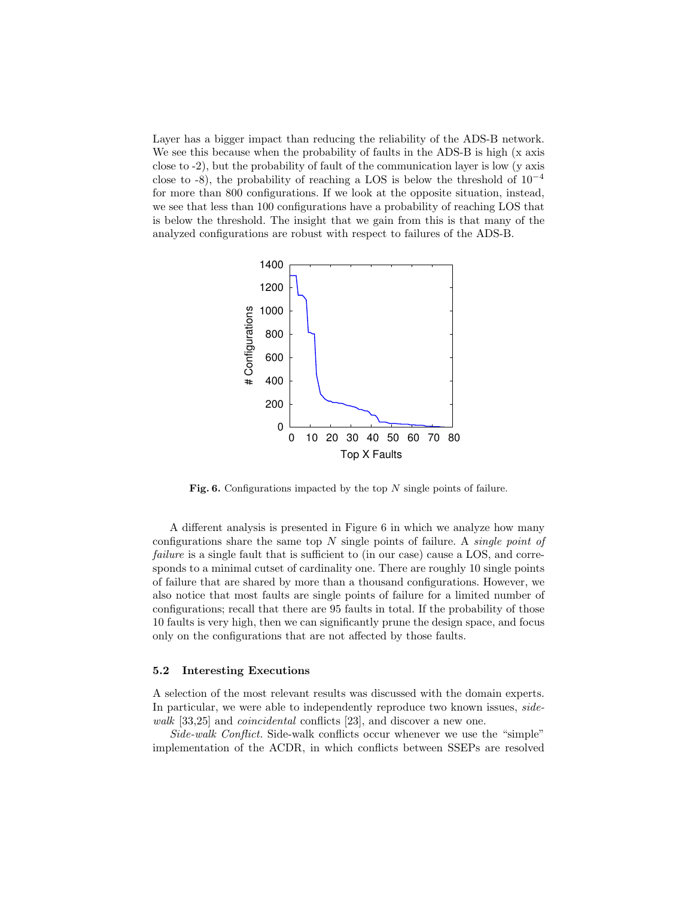Layer has a bigger impact than reducing the reliability of the ADS-B network. We see this because when the probability of faults in the ADS-B is high (x axis close to -2), but the probability of fault of the communication layer is low (y axis close to -8), the probability of reaching a LOS is below the threshold of $10^{-4}$ for more than 800 configurations. If we look at the opposite situation, instead, we see that less than 100 configurations have a probability of reaching LOS that is below the threshold. The insight that we gain from this is that many of the analyzed configurations are robust with respect to failures of the ADS-B.

**Fig. 6.** Configurations impacted by the top $N$ single points of failure.

A different analysis is presented in Figure 6 in which we analyze how many configurations share the same top $N$ single points of failure. A *single point of failure* is a single fault that is sufficient to (in our case) cause a LOS, and corresponds to a minimal cutset of cardinality one. There are roughly 10 single points of failure that are shared by more than a thousand configurations. However, we also notice that most faults are single points of failure for a limited number of configurations; recall that there are 95 faults in total. If the probability of those 10 faults is very high, then we can significantly prune the design space, and focus only on the configurations that are not affected by those faults.

### 5.2 Interesting Executions

A selection of the most relevant results was discussed with the domain experts. In particular, we were able to independently reproduce two known issues, *side-walk* [33,25] and *coincidental* conflicts [23], and discover a new one.

*Side-walk Conflict.* Side-walk conflicts occur whenever we use the "simple" implementation of the ACDR, in which conflicts between SSEPs are resolved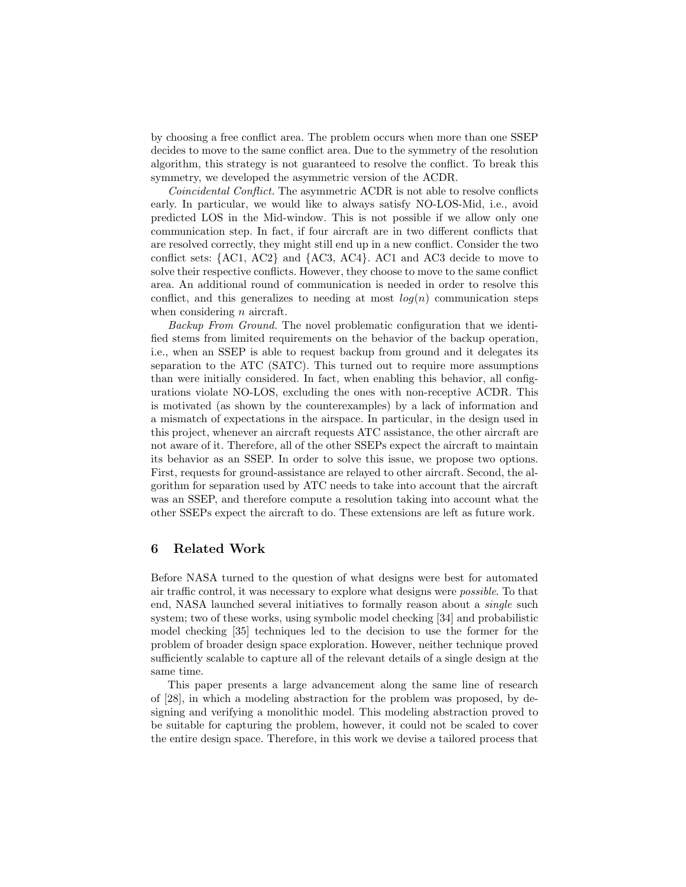by choosing a free conflict area. The problem occurs when more than one SSEP decides to move to the same conflict area. Due to the symmetry of the resolution algorithm, this strategy is not guaranteed to resolve the conflict. To break this symmetry, we developed the asymmetric version of the ACDR.

*Coincidental Conflict.* The asymmetric ACDR is not able to resolve conflicts early. In particular, we would like to always satisfy NO-LOS-Mid, i.e., avoid predicted LOS in the Mid-window. This is not possible if we allow only one communication step. In fact, if four aircraft are in two different conflicts that are resolved correctly, they might still end up in a new conflict. Consider the two conflict sets: {AC1, AC2} and {AC3, AC4}. AC1 and AC3 decide to move to solve their respective conflicts. However, they choose to move to the same conflict area. An additional round of communication is needed in order to resolve this conflict, and this generalizes to needing at most $log(n)$ communication steps when considering $n$ aircraft.

*Backup From Ground.* The novel problematic configuration that we identified stems from limited requirements on the behavior of the backup operation, i.e., when an SSEP is able to request backup from ground and it delegates its separation to the ATC (SATC). This turned out to require more assumptions than were initially considered. In fact, when enabling this behavior, all configurations violate NO-LOS, excluding the ones with non-receptive ACDR. This is motivated (as shown by the counterexamples) by a lack of information and a mismatch of expectations in the airspace. In particular, in the design used in this project, whenever an aircraft requests ATC assistance, the other aircraft are not aware of it. Therefore, all of the other SSEPs expect the aircraft to maintain its behavior as an SSEP. In order to solve this issue, we propose two options. First, requests for ground-assistance are relayed to other aircraft. Second, the algorithm for separation used by ATC needs to take into account that the aircraft was an SSEP, and therefore compute a resolution taking into account what the other SSEPs expect the aircraft to do. These extensions are left as future work.

## 6 Related Work

Before NASA turned to the question of what designs were best for automated air traffic control, it was necessary to explore what designs were *possible*. To that end, NASA launched several initiatives to formally reason about a *single* such system; two of these works, using symbolic model checking [34] and probabilistic model checking [35] techniques led to the decision to use the former for the problem of broader design space exploration. However, neither technique proved sufficiently scalable to capture all of the relevant details of a single design at the same time.

This paper presents a large advancement along the same line of research of [28], in which a modeling abstraction for the problem was proposed, by designing and verifying a monolithic model. This modeling abstraction proved to be suitable for capturing the problem, however, it could not be scaled to cover the entire design space. Therefore, in this work we devise a tailored process that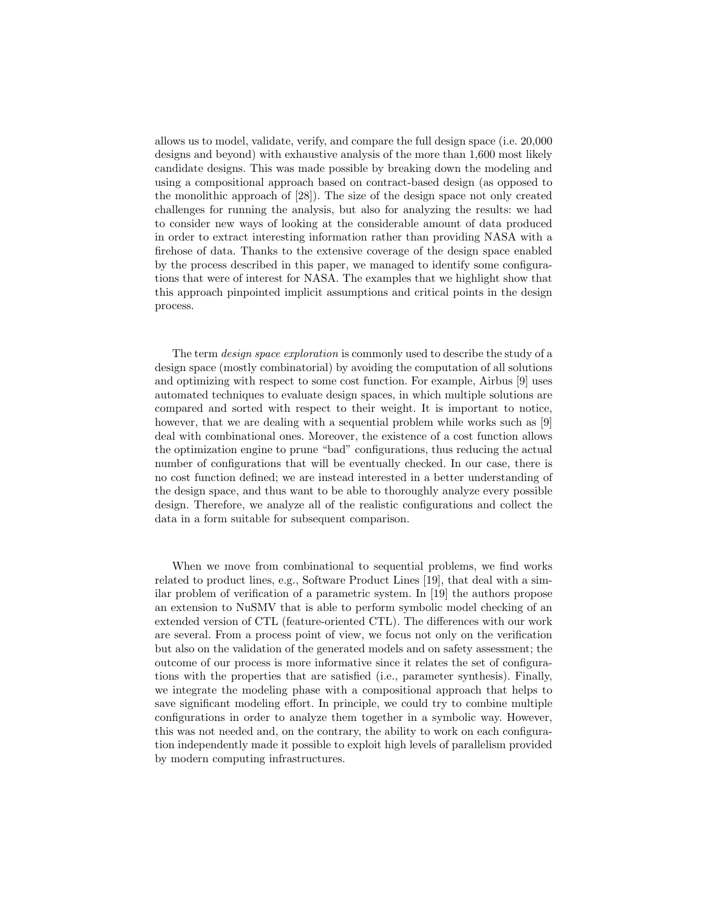allows us to model, validate, verify, and compare the full design space (i.e. 20,000 designs and beyond) with exhaustive analysis of the more than 1,600 most likely candidate designs. This was made possible by breaking down the modeling and using a compositional approach based on contract-based design (as opposed to the monolithic approach of [28]). The size of the design space not only created challenges for running the analysis, but also for analyzing the results: we had to consider new ways of looking at the considerable amount of data produced in order to extract interesting information rather than providing NASA with a firehose of data. Thanks to the extensive coverage of the design space enabled by the process described in this paper, we managed to identify some configurations that were of interest for NASA. The examples that we highlight show that this approach pinpointed implicit assumptions and critical points in the design process.

The term *design space exploration* is commonly used to describe the study of a design space (mostly combinatorial) by avoiding the computation of all solutions and optimizing with respect to some cost function. For example, Airbus [9] uses automated techniques to evaluate design spaces, in which multiple solutions are compared and sorted with respect to their weight. It is important to notice, however, that we are dealing with a sequential problem while works such as [9] deal with combinational ones. Moreover, the existence of a cost function allows the optimization engine to prune "bad" configurations, thus reducing the actual number of configurations that will be eventually checked. In our case, there is no cost function defined; we are instead interested in a better understanding of the design space, and thus want to be able to thoroughly analyze every possible design. Therefore, we analyze all of the realistic configurations and collect the data in a form suitable for subsequent comparison.

When we move from combinational to sequential problems, we find works related to product lines, e.g., Software Product Lines [19], that deal with a similar problem of verification of a parametric system. In [19] the authors propose an extension to NuSMV that is able to perform symbolic model checking of an extended version of CTL (feature-oriented CTL). The differences with our work are several. From a process point of view, we focus not only on the verification but also on the validation of the generated models and on safety assessment; the outcome of our process is more informative since it relates the set of configurations with the properties that are satisfied (i.e., parameter synthesis). Finally, we integrate the modeling phase with a compositional approach that helps to save significant modeling effort. In principle, we could try to combine multiple configurations in order to analyze them together in a symbolic way. However, this was not needed and, on the contrary, the ability to work on each configuration independently made it possible to exploit high levels of parallelism provided by modern computing infrastructures.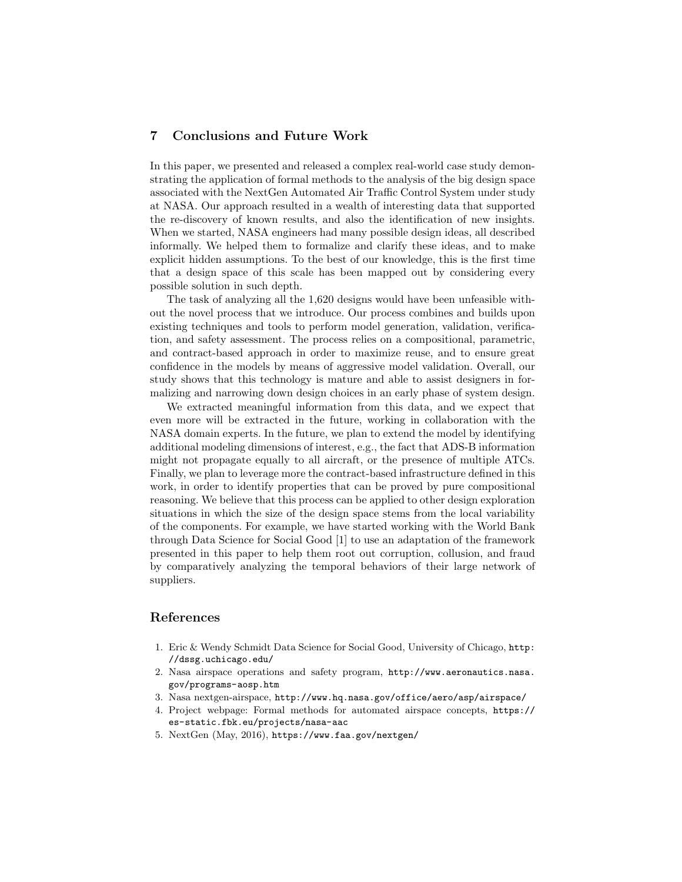## 7 Conclusions and Future Work

In this paper, we presented and released a complex real-world case study demonstrating the application of formal methods to the analysis of the big design space associated with the NextGen Automated Air Traffic Control System under study at NASA. Our approach resulted in a wealth of interesting data that supported the re-discovery of known results, and also the identification of new insights. When we started, NASA engineers had many possible design ideas, all described informally. We helped them to formalize and clarify these ideas, and to make explicit hidden assumptions. To the best of our knowledge, this is the first time that a design space of this scale has been mapped out by considering every possible solution in such depth.

The task of analyzing all the 1,620 designs would have been unfeasible without the novel process that we introduce. Our process combines and builds upon existing techniques and tools to perform model generation, validation, verification, and safety assessment. The process relies on a compositional, parametric, and contract-based approach in order to maximize reuse, and to ensure great confidence in the models by means of aggressive model validation. Overall, our study shows that this technology is mature and able to assist designers in formalizing and narrowing down design choices in an early phase of system design.

We extracted meaningful information from this data, and we expect that even more will be extracted in the future, working in collaboration with the NASA domain experts. In the future, we plan to extend the model by identifying additional modeling dimensions of interest, e.g., the fact that ADS-B information might not propagate equally to all aircraft, or the presence of multiple ATCs. Finally, we plan to leverage more the contract-based infrastructure defined in this work, in order to identify properties that can be proved by pure compositional reasoning. We believe that this process can be applied to other design exploration situations in which the size of the design space stems from the local variability of the components. For example, we have started working with the World Bank through Data Science for Social Good [1] to use an adaptation of the framework presented in this paper to help them root out corruption, collusion, and fraud by comparatively analyzing the temporal behaviors of their large network of suppliers.

## References

1. Eric & Wendy Schmidt Data Science for Social Good, University of Chicago, http://dssg.uchicago.edu/
2. Nasa airspace operations and safety program, http://www.aeronautics.nasa.gov/programs-aosp.htm
3. Nasa nextgen-airspace, http://www.hq.nasa.gov/office/aero/asp/airspace/
4. Project webpage: Formal methods for automated airspace concepts, https://es-static.fbk.eu/projects/nasa-aac
5. NextGen (May, 2016), https://www.faa.gov/nextgen/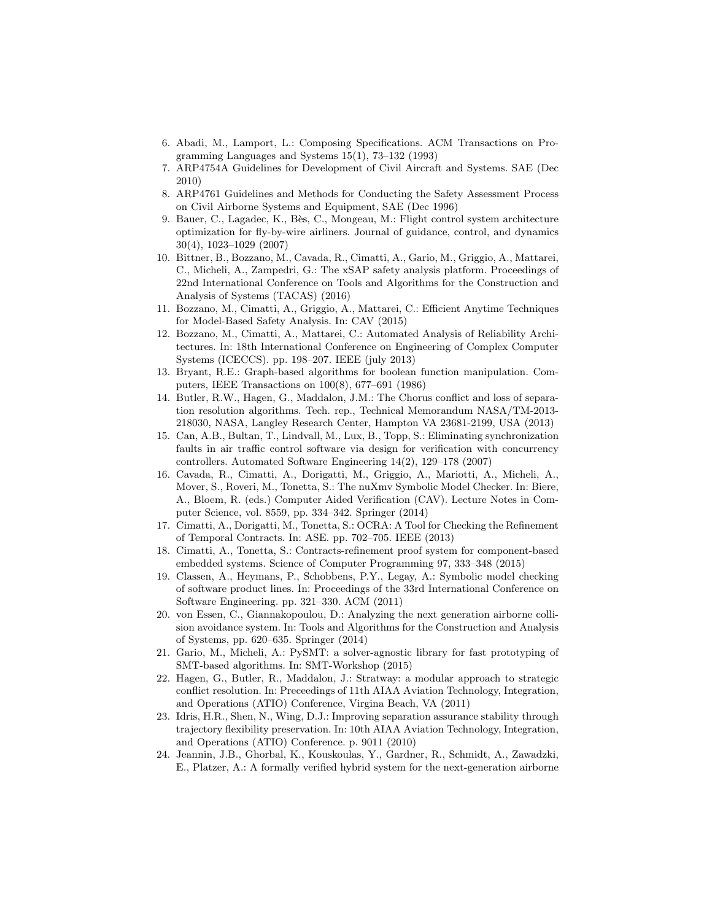6. Abadi, M., Lamport, L.: Composing Specifications. ACM Transactions on Programming Languages and Systems 15(1), 73–132 (1993)
7. ARP4754A Guidelines for Development of Civil Aircraft and Systems. SAE (Dec 2010)
8. ARP4761 Guidelines and Methods for Conducting the Safety Assessment Process on Civil Airborne Systems and Equipment, SAE (Dec 1996)
9. Bauer, C., Lagadec, K., Bès, C., Mongeau, M.: Flight control system architecture optimization for fly-by-wire airliners. Journal of guidance, control, and dynamics 30(4), 1023–1029 (2007)
10. Bittner, B., Bozzano, M., Cavada, R., Cimatti, A., Gario, M., Griggio, A., Mattarei, C., Micheli, A., Zampedri, G.: The xSAP safety analysis platform. Proceedings of 22nd International Conference on Tools and Algorithms for the Construction and Analysis of Systems (TACAS) (2016)
11. Bozzano, M., Cimatti, A., Griggio, A., Mattarei, C.: Efficient Anytime Techniques for Model-Based Safety Analysis. In: CAV (2015)
12. Bozzano, M., Cimatti, A., Mattarei, C.: Automated Analysis of Reliability Architectures. In: 18th International Conference on Engineering of Complex Computer Systems (ICECCS). pp. 198–207. IEEE (july 2013)
13. Bryant, R.E.: Graph-based algorithms for boolean function manipulation. Computers, IEEE Transactions on 100(8), 677–691 (1986)
14. Butler, R.W., Hagen, G., Maddalon, J.M.: The Chorus conflict and loss of separation resolution algorithms. Tech. rep., Technical Memorandum NASA/TM-2013-218030, NASA, Langley Research Center, Hampton VA 23681-2199, USA (2013)
15. Can, A.B., Bultan, T., Lindvall, M., Lux, B., Topp, S.: Eliminating synchronization faults in air traffic control software via design for verification with concurrency controllers. Automated Software Engineering 14(2), 129–178 (2007)
16. Cavada, R., Cimatti, A., Dorigatti, M., Griggio, A., Mariotti, A., Micheli, A., Mover, S., Roveri, M., Tonetta, S.: The nuXmv Symbolic Model Checker. In: Biere, A., Bloem, R. (eds.) Computer Aided Verification (CAV). Lecture Notes in Computer Science, vol. 8559, pp. 334–342. Springer (2014)
17. Cimatti, A., Dorigatti, M., Tonetta, S.: OCRA: A Tool for Checking the Refinement of Temporal Contracts. In: ASE. pp. 702–705. IEEE (2013)
18. Cimatti, A., Tonetta, S.: Contracts-refinement proof system for component-based embedded systems. Science of Computer Programming 97, 333–348 (2015)
19. Classen, A., Heymans, P., Schobbens, P.Y., Legay, A.: Symbolic model checking of software product lines. In: Proceedings of the 33rd International Conference on Software Engineering. pp. 321–330. ACM (2011)
20. von Essen, C., Giannakopoulou, D.: Analyzing the next generation airborne collision avoidance system. In: Tools and Algorithms for the Construction and Analysis of Systems, pp. 620–635. Springer (2014)
21. Gario, M., Micheli, A.: PySMT: a solver-agnostic library for fast prototyping of SMT-based algorithms. In: SMT-Workshop (2015)
22. Hagen, G., Butler, R., Maddalon, J.: Stratway: a modular approach to strategic conflict resolution. In: Preceedings of 11th AIAA Aviation Technology, Integration, and Operations (ATIO) Conference, Virgina Beach, VA (2011)
23. Idris, H.R., Shen, N., Wing, D.J.: Improving separation assurance stability through trajectory flexibility preservation. In: 10th AIAA Aviation Technology, Integration, and Operations (ATIO) Conference. p. 9011 (2010)
24. Jeannin, J.B., Ghorbal, K., Kouskoulas, Y., Gardner, R., Schmidt, A., Zawadzki, E., Platzer, A.: A formally verified hybrid system for the next-generation airborne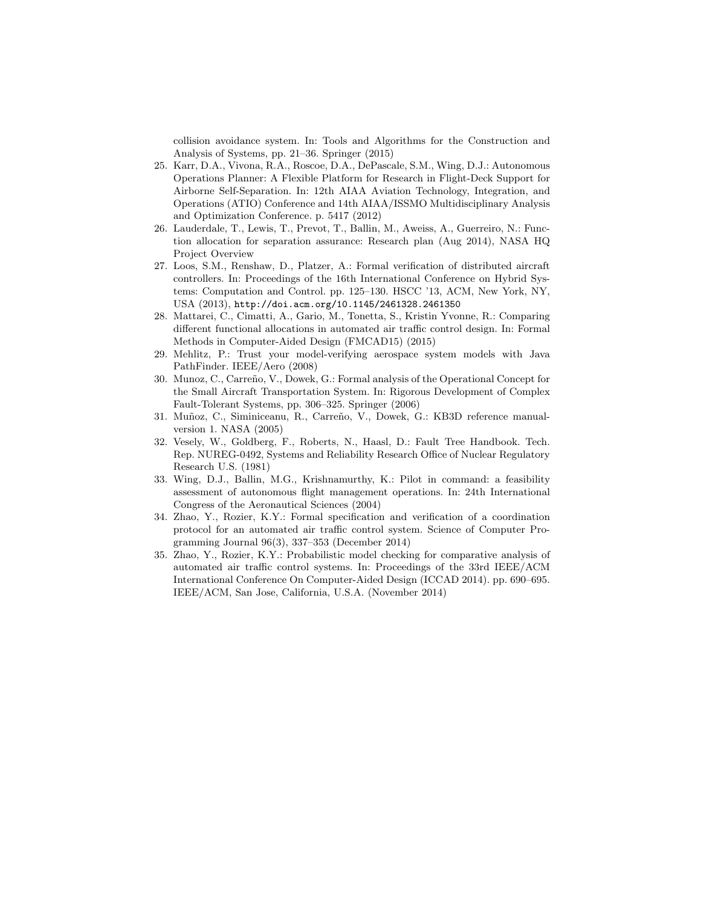collision avoidance system. In: Tools and Algorithms for the Construction and Analysis of Systems, pp. 21–36. Springer (2015)

25. Karr, D.A., Vivona, R.A., Roscoe, D.A., DePascale, S.M., Wing, D.J.: Autonomous Operations Planner: A Flexible Platform for Research in Flight-Deck Support for Airborne Self-Separation. In: 12th AIAA Aviation Technology, Integration, and Operations (ATIO) Conference and 14th AIAA/ISSMO Multidisciplinary Analysis and Optimization Conference. p. 5417 (2012)
26. Lauderdale, T., Lewis, T., Prevot, T., Ballin, M., Aweiss, A., Guerreiro, N.: Function allocation for separation assurance: Research plan (Aug 2014), NASA HQ Project Overview
27. Loos, S.M., Renshaw, D., Platzer, A.: Formal verification of distributed aircraft controllers. In: Proceedings of the 16th International Conference on Hybrid Systems: Computation and Control. pp. 125–130. HSCC '13, ACM, New York, NY, USA (2013), `http://doi.acm.org/10.1145/2461328.2461350`
28. Mattarei, C., Cimatti, A., Gario, M., Tonetta, S., Kristin Yvonne, R.: Comparing different functional allocations in automated air traffic control design. In: Formal Methods in Computer-Aided Design (FMCAD15) (2015)
29. Mehlitz, P.: Trust your model-verifying aerospace system models with Java PathFinder. IEEE/Aero (2008)
30. Munoz, C., Carreño, V., Dowek, G.: Formal analysis of the Operational Concept for the Small Aircraft Transportation System. In: Rigorous Development of Complex Fault-Tolerant Systems, pp. 306–325. Springer (2006)
31. Muñoz, C., Siminiceanu, R., Carreño, V., Dowek, G.: KB3D reference manual-version 1. NASA (2005)
32. Vesely, W., Goldberg, F., Roberts, N., Haasl, D.: Fault Tree Handbook. Tech. Rep. NUREG-0492, Systems and Reliability Research Office of Nuclear Regulatory Research U.S. (1981)
33. Wing, D.J., Ballin, M.G., Krishnamurthy, K.: Pilot in command: a feasibility assessment of autonomous flight management operations. In: 24th International Congress of the Aeronautical Sciences (2004)
34. Zhao, Y., Rozier, K.Y.: Formal specification and verification of a coordination protocol for an automated air traffic control system. Science of Computer Programming Journal 96(3), 337–353 (December 2014)
35. Zhao, Y., Rozier, K.Y.: Probabilistic model checking for comparative analysis of automated air traffic control systems. In: Proceedings of the 33rd IEEE/ACM International Conference On Computer-Aided Design (ICCAD 2014). pp. 690–695. IEEE/ACM, San Jose, California, U.S.A. (November 2014)